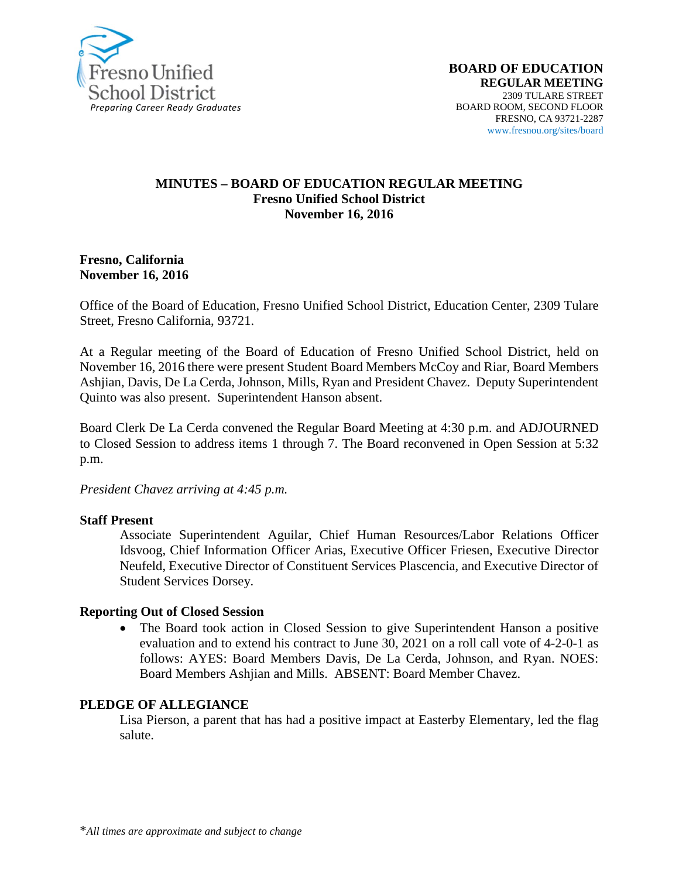Fresno Unified School District
*Preparing Career Ready Graduates*

**BOARD OF EDUCATION**
**REGULAR MEETING**
2309 TULARE STREET
BOARD ROOM, SECOND FLOOR
FRESNO, CA 93721-2287
www.fresnou.org/sites/board

# MINUTES – BOARD OF EDUCATION REGULAR MEETING
## Fresno Unified School District
## November 16, 2016

**Fresno, California**
**November 16, 2016**

Office of the Board of Education, Fresno Unified School District, Education Center, 2309 Tulare Street, Fresno California, 93721.

At a Regular meeting of the Board of Education of Fresno Unified School District, held on November 16, 2016 there were present Student Board Members McCoy and Riar, Board Members Ashjian, Davis, De La Cerda, Johnson, Mills, Ryan and President Chavez. Deputy Superintendent Quinto was also present. Superintendent Hanson absent.

Board Clerk De La Cerda convened the Regular Board Meeting at 4:30 p.m. and ADJOURNED to Closed Session to address items 1 through 7. The Board reconvened in Open Session at 5:32 p.m.

*President Chavez arriving at 4:45 p.m.*

**Staff Present**

Associate Superintendent Aguilar, Chief Human Resources/Labor Relations Officer Idsvoog, Chief Information Officer Arias, Executive Officer Friesen, Executive Director Neufeld, Executive Director of Constituent Services Plascencia, and Executive Director of Student Services Dorsey.

**Reporting Out of Closed Session**

- The Board took action in Closed Session to give Superintendent Hanson a positive evaluation and to extend his contract to June 30, 2021 on a roll call vote of 4-2-0-1 as follows: AYES: Board Members Davis, De La Cerda, Johnson, and Ryan. NOES: Board Members Ashjian and Mills. ABSENT: Board Member Chavez.

**PLEDGE OF ALLEGIANCE**

Lisa Pierson, a parent that has had a positive impact at Easterby Elementary, led the flag salute.

*\*All times are approximate and subject to change*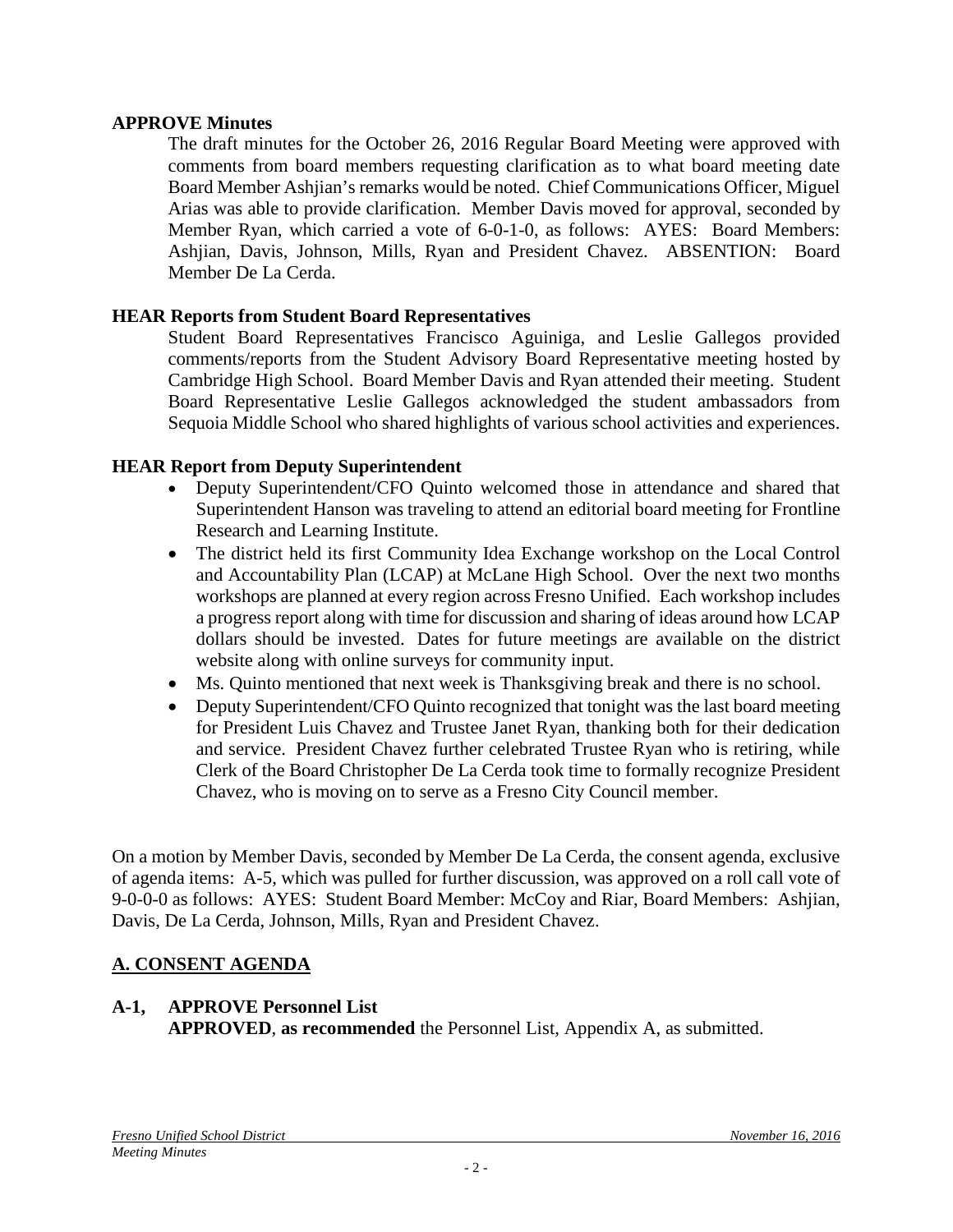**APPROVE Minutes**

The draft minutes for the October 26, 2016 Regular Board Meeting were approved with comments from board members requesting clarification as to what board meeting date Board Member Ashjian's remarks would be noted. Chief Communications Officer, Miguel Arias was able to provide clarification. Member Davis moved for approval, seconded by Member Ryan, which carried a vote of 6-0-1-0, as follows: AYES: Board Members: Ashjian, Davis, Johnson, Mills, Ryan and President Chavez. ABSENTION: Board Member De La Cerda.

**HEAR Reports from Student Board Representatives**

Student Board Representatives Francisco Aguiniga, and Leslie Gallegos provided comments/reports from the Student Advisory Board Representative meeting hosted by Cambridge High School. Board Member Davis and Ryan attended their meeting. Student Board Representative Leslie Gallegos acknowledged the student ambassadors from Sequoia Middle School who shared highlights of various school activities and experiences.

**HEAR Report from Deputy Superintendent**

- Deputy Superintendent/CFO Quinto welcomed those in attendance and shared that Superintendent Hanson was traveling to attend an editorial board meeting for Frontline Research and Learning Institute.
- The district held its first Community Idea Exchange workshop on the Local Control and Accountability Plan (LCAP) at McLane High School. Over the next two months workshops are planned at every region across Fresno Unified. Each workshop includes a progress report along with time for discussion and sharing of ideas around how LCAP dollars should be invested. Dates for future meetings are available on the district website along with online surveys for community input.
- Ms. Quinto mentioned that next week is Thanksgiving break and there is no school.
- Deputy Superintendent/CFO Quinto recognized that tonight was the last board meeting for President Luis Chavez and Trustee Janet Ryan, thanking both for their dedication and service. President Chavez further celebrated Trustee Ryan who is retiring, while Clerk of the Board Christopher De La Cerda took time to formally recognize President Chavez, who is moving on to serve as a Fresno City Council member.

On a motion by Member Davis, seconded by Member De La Cerda, the consent agenda, exclusive of agenda items: A-5, which was pulled for further discussion, was approved on a roll call vote of 9-0-0-0 as follows: AYES: Student Board Member: McCoy and Riar, Board Members: Ashjian, Davis, De La Cerda, Johnson, Mills, Ryan and President Chavez.

## A. CONSENT AGENDA

**A-1, APPROVE Personnel List**

**APPROVED**, **as recommended** the Personnel List, Appendix A, as submitted.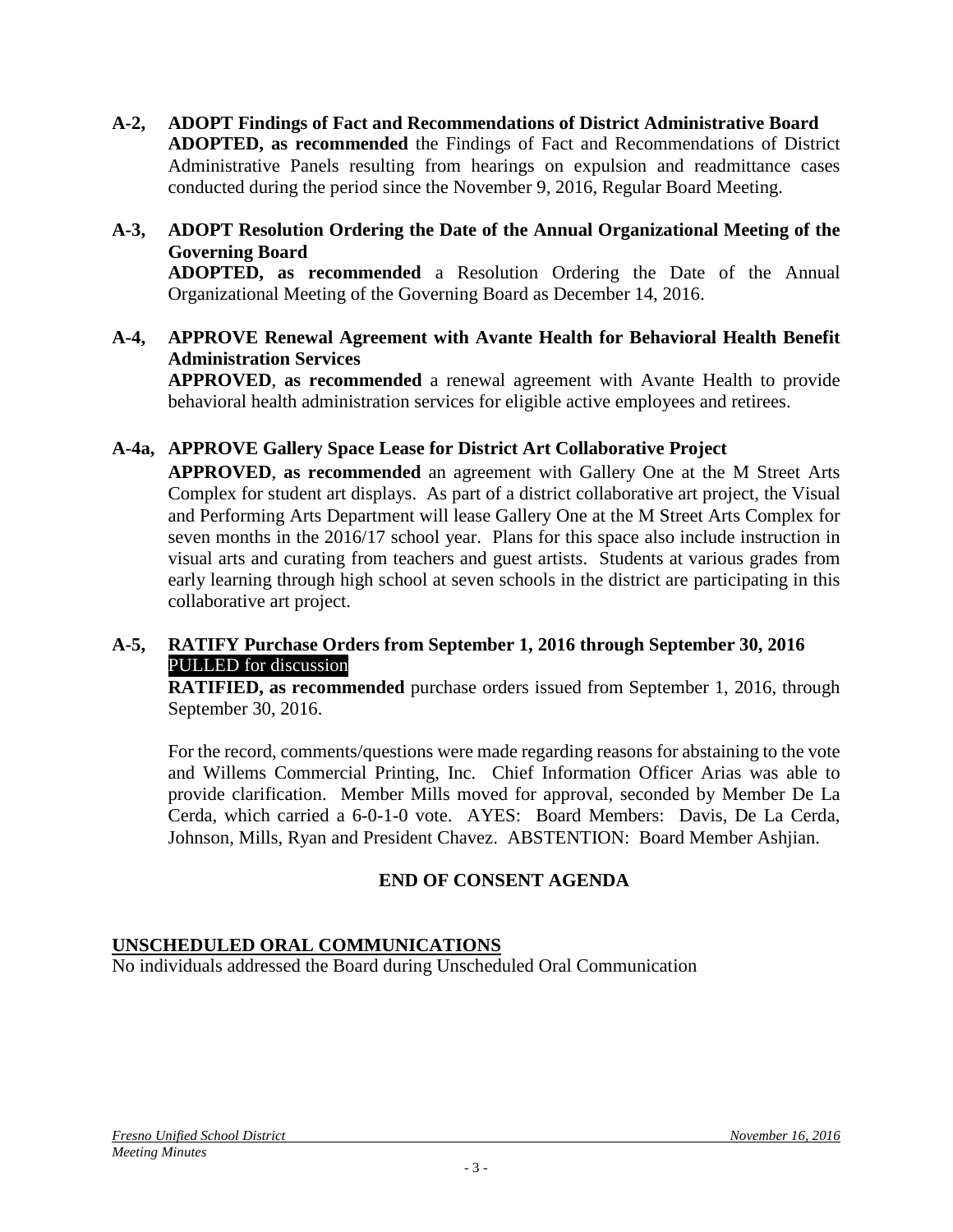**A-2, ADOPT Findings of Fact and Recommendations of District Administrative Board**
**ADOPTED, as recommended** the Findings of Fact and Recommendations of District Administrative Panels resulting from hearings on expulsion and readmittance cases conducted during the period since the November 9, 2016, Regular Board Meeting.

**A-3, ADOPT Resolution Ordering the Date of the Annual Organizational Meeting of the Governing Board**
**ADOPTED, as recommended** a Resolution Ordering the Date of the Annual Organizational Meeting of the Governing Board as December 14, 2016.

**A-4, APPROVE Renewal Agreement with Avante Health for Behavioral Health Benefit Administration Services**
**APPROVED, as recommended** a renewal agreement with Avante Health to provide behavioral health administration services for eligible active employees and retirees.

**A-4a, APPROVE Gallery Space Lease for District Art Collaborative Project**
**APPROVED, as recommended** an agreement with Gallery One at the M Street Arts Complex for student art displays. As part of a district collaborative art project, the Visual and Performing Arts Department will lease Gallery One at the M Street Arts Complex for seven months in the 2016/17 school year. Plans for this space also include instruction in visual arts and curating from teachers and guest artists. Students at various grades from early learning through high school at seven schools in the district are participating in this collaborative art project.

**A-5, RATIFY Purchase Orders from September 1, 2016 through September 30, 2016**
PULLED for discussion
**RATIFIED, as recommended** purchase orders issued from September 1, 2016, through September 30, 2016.

For the record, comments/questions were made regarding reasons for abstaining to the vote and Willems Commercial Printing, Inc. Chief Information Officer Arias was able to provide clarification. Member Mills moved for approval, seconded by Member De La Cerda, which carried a 6-0-1-0 vote. AYES: Board Members: Davis, De La Cerda, Johnson, Mills, Ryan and President Chavez. ABSTENTION: Board Member Ashjian.

**END OF CONSENT AGENDA**

**UNSCHEDULED ORAL COMMUNICATIONS**
No individuals addressed the Board during Unscheduled Oral Communication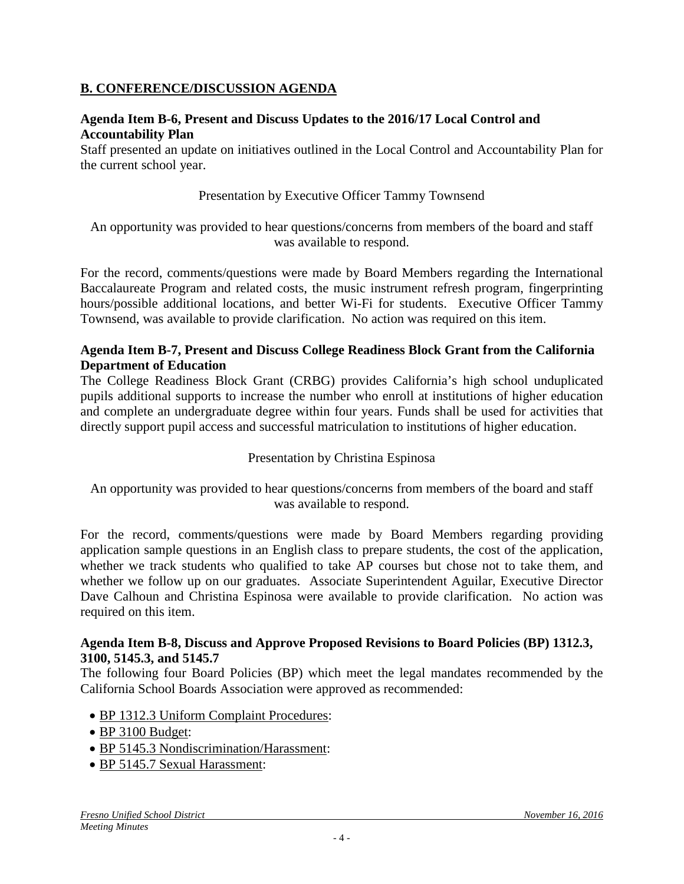## B. CONFERENCE/DISCUSSION AGENDA

**Agenda Item B-6, Present and Discuss Updates to the 2016/17 Local Control and Accountability Plan**
Staff presented an update on initiatives outlined in the Local Control and Accountability Plan for the current school year.

Presentation by Executive Officer Tammy Townsend

An opportunity was provided to hear questions/concerns from members of the board and staff was available to respond.

For the record, comments/questions were made by Board Members regarding the International Baccalaureate Program and related costs, the music instrument refresh program, fingerprinting hours/possible additional locations, and better Wi-Fi for students. Executive Officer Tammy Townsend, was available to provide clarification. No action was required on this item.

**Agenda Item B-7, Present and Discuss College Readiness Block Grant from the California Department of Education**
The College Readiness Block Grant (CRBG) provides California's high school unduplicated pupils additional supports to increase the number who enroll at institutions of higher education and complete an undergraduate degree within four years. Funds shall be used for activities that directly support pupil access and successful matriculation to institutions of higher education.

Presentation by Christina Espinosa

An opportunity was provided to hear questions/concerns from members of the board and staff was available to respond.

For the record, comments/questions were made by Board Members regarding providing application sample questions in an English class to prepare students, the cost of the application, whether we track students who qualified to take AP courses but chose not to take them, and whether we follow up on our graduates. Associate Superintendent Aguilar, Executive Director Dave Calhoun and Christina Espinosa were available to provide clarification. No action was required on this item.

**Agenda Item B-8, Discuss and Approve Proposed Revisions to Board Policies (BP) 1312.3, 3100, 5145.3, and 5145.7**
The following four Board Policies (BP) which meet the legal mandates recommended by the California School Boards Association were approved as recommended:

- BP 1312.3 Uniform Complaint Procedures:
- BP 3100 Budget:
- BP 5145.3 Nondiscrimination/Harassment:
- BP 5145.7 Sexual Harassment: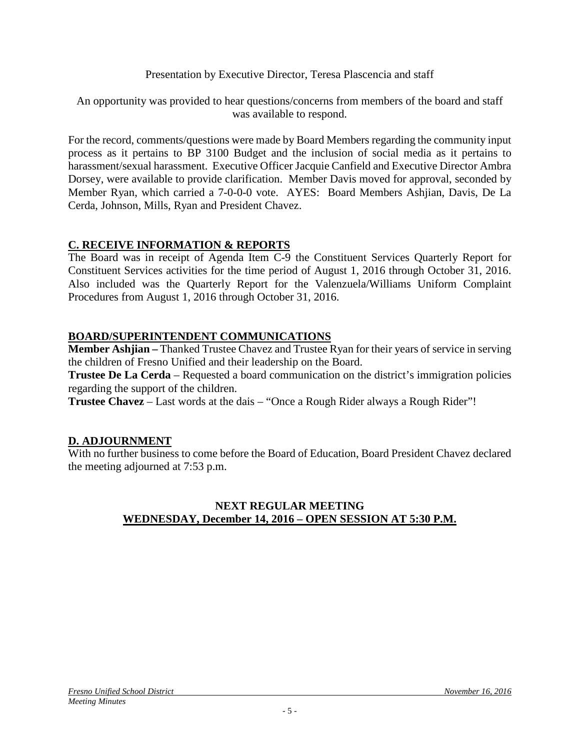Presentation by Executive Director, Teresa Plascencia and staff

An opportunity was provided to hear questions/concerns from members of the board and staff was available to respond.

For the record, comments/questions were made by Board Members regarding the community input process as it pertains to BP 3100 Budget and the inclusion of social media as it pertains to harassment/sexual harassment. Executive Officer Jacquie Canfield and Executive Director Ambra Dorsey, were available to provide clarification. Member Davis moved for approval, seconded by Member Ryan, which carried a 7-0-0-0 vote. AYES: Board Members Ashjian, Davis, De La Cerda, Johnson, Mills, Ryan and President Chavez.

## C. RECEIVE INFORMATION & REPORTS

The Board was in receipt of Agenda Item C-9 the Constituent Services Quarterly Report for Constituent Services activities for the time period of August 1, 2016 through October 31, 2016. Also included was the Quarterly Report for the Valenzuela/Williams Uniform Complaint Procedures from August 1, 2016 through October 31, 2016.

## BOARD/SUPERINTENDENT COMMUNICATIONS

**Member Ashjian –** Thanked Trustee Chavez and Trustee Ryan for their years of service in serving the children of Fresno Unified and their leadership on the Board.

**Trustee De La Cerda** – Requested a board communication on the district's immigration policies regarding the support of the children.

**Trustee Chavez** – Last words at the dais – "Once a Rough Rider always a Rough Rider"!

## D. ADJOURNMENT

With no further business to come before the Board of Education, Board President Chavez declared the meeting adjourned at 7:53 p.m.

**NEXT REGULAR MEETING**
**WEDNESDAY, December 14, 2016 – OPEN SESSION AT 5:30 P.M.**